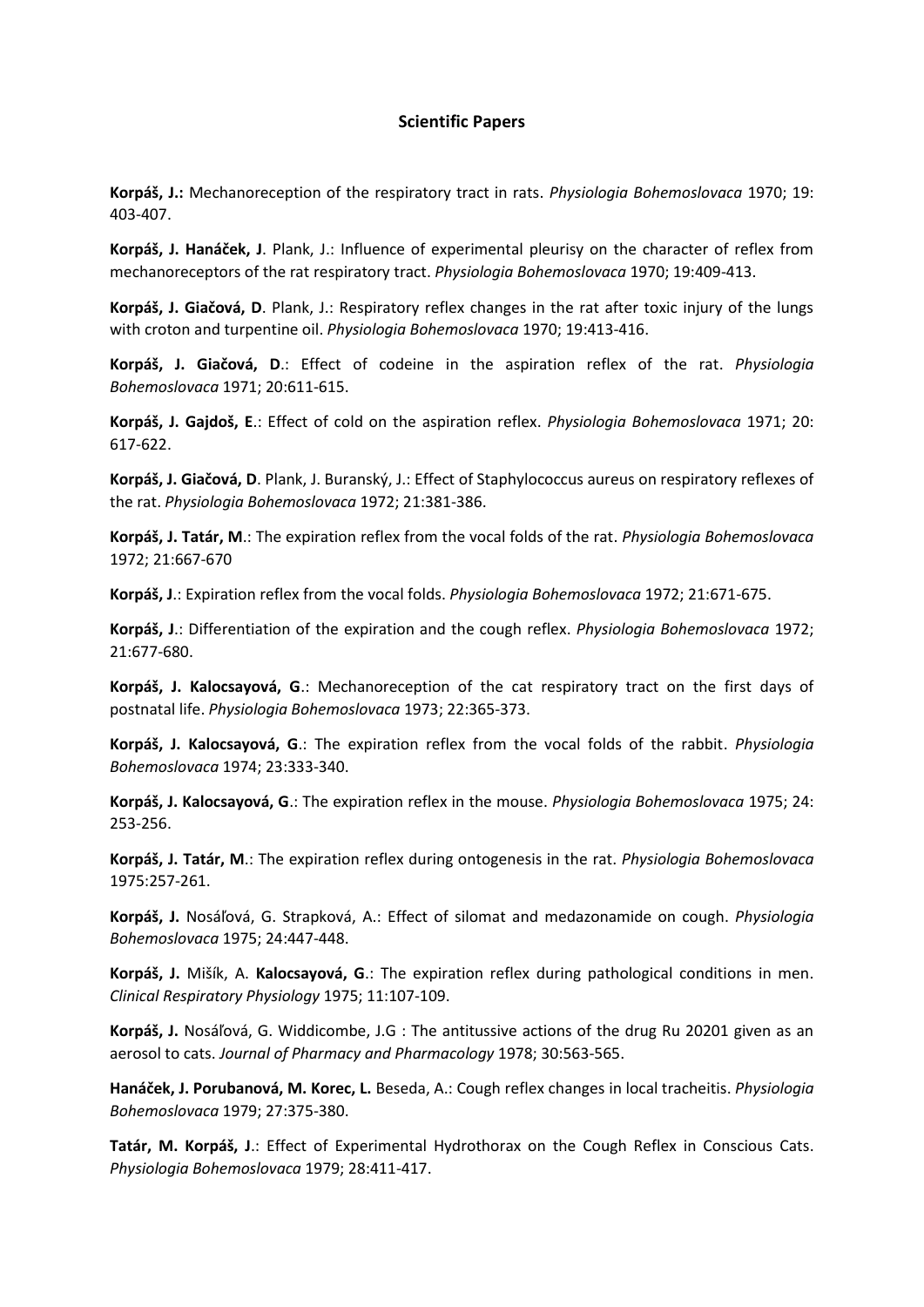## Scientific Papers

**Korpáš, J.:** Mechanoreception of the respiratory tract in rats. *Physiologia Bohemoslovaca* 1970; 19: 403-407.

**Korpáš, J. Hanáček, J**. Plank, J.: Influence of experimental pleurisy on the character of reflex from mechanoreceptors of the rat respiratory tract. *Physiologia Bohemoslovaca* 1970; 19:409-413.

**Korpáš, J. Giačová, D**. Plank, J.: Respiratory reflex changes in the rat after toxic injury of the lungs with croton and turpentine oil. *Physiologia Bohemoslovaca* 1970; 19:413-416.

**Korpáš, J. Giačová, D**.: Effect of codeine in the aspiration reflex of the rat. *Physiologia Bohemoslovaca* 1971; 20:611-615.

**Korpáš, J. Gajdoš, E**.: Effect of cold on the aspiration reflex. *Physiologia Bohemoslovaca* 1971; 20: 617-622.

**Korpáš, J. Giačová, D**. Plank, J. Buranský, J.: Effect of Staphylococcus aureus on respiratory reflexes of the rat. *Physiologia Bohemoslovaca* 1972; 21:381-386.

**Korpáš, J. Tatár, M**.: The expiration reflex from the vocal folds of the rat. *Physiologia Bohemoslovaca* 1972; 21:667-670

**Korpáš, J**.: Expiration reflex from the vocal folds. *Physiologia Bohemoslovaca* 1972; 21:671-675.

**Korpáš, J**.: Differentiation of the expiration and the cough reflex. *Physiologia Bohemoslovaca* 1972; 21:677-680.

**Korpáš, J. Kalocsayová, G**.: Mechanoreception of the cat respiratory tract on the first days of postnatal life. *Physiologia Bohemoslovaca* 1973; 22:365-373.

**Korpáš, J. Kalocsayová, G**.: The expiration reflex from the vocal folds of the rabbit. *Physiologia Bohemoslovaca* 1974; 23:333-340.

**Korpáš, J. Kalocsayová, G**.: The expiration reflex in the mouse. *Physiologia Bohemoslovaca* 1975; 24: 253-256.

**Korpáš, J. Tatár, M**.: The expiration reflex during ontogenesis in the rat. *Physiologia Bohemoslovaca* 1975:257-261.

**Korpáš, J.** Nosáľová, G. Strapková, A.: Effect of silomat and medazonamide on cough. *Physiologia Bohemoslovaca* 1975; 24:447-448.

**Korpáš, J.** Mišík, A. **Kalocsayová, G**.: The expiration reflex during pathological conditions in men. *Clinical Respiratory Physiology* 1975; 11:107-109.

**Korpáš, J.** Nosáľová, G. Widdicombe, J.G : The antitussive actions of the drug Ru 20201 given as an aerosol to cats. *Journal of Pharmacy and Pharmacology* 1978; 30:563-565.

**Hanáček, J. Porubanová, M. Korec, L.** Beseda, A.: Cough reflex changes in local tracheitis. *Physiologia Bohemoslovaca* 1979; 27:375-380.

**Tatár, M. Korpáš, J**.: Effect of Experimental Hydrothorax on the Cough Reflex in Conscious Cats. *Physiologia Bohemoslovaca* 1979; 28:411-417.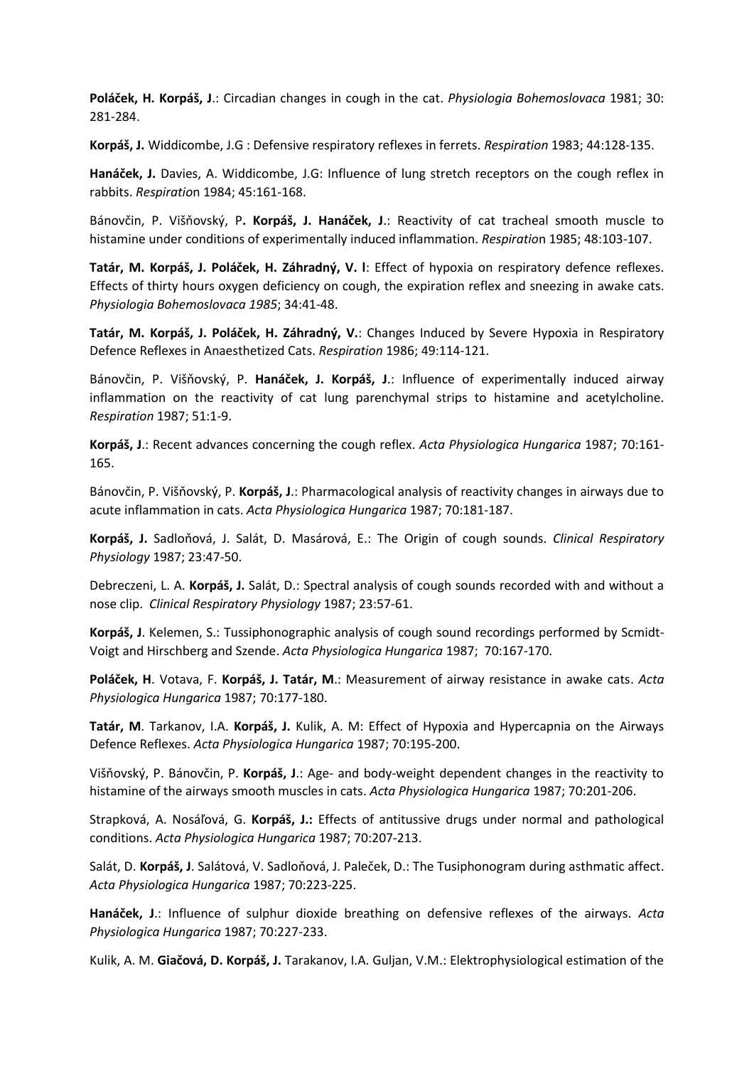**Poláček, H. Korpáš, J**.: Circadian changes in cough in the cat. *Physiologia Bohemoslovaca* 1981; 30: 281-284.

**Korpáš, J.** Widdicombe, J.G : Defensive respiratory reflexes in ferrets. *Respiration* 1983; 44:128-135.

**Hanáček, J.** Davies, A. Widdicombe, J.G: Influence of lung stretch receptors on the cough reflex in rabbits. *Respiration* 1984; 45:161-168.

Bánovčin, P. Višňovský, P**. Korpáš, J. Hanáček, J**.: Reactivity of cat tracheal smooth muscle to histamine under conditions of experimentally induced inflammation. *Respiration* 1985; 48:103-107.

**Tatár, M. Korpáš, J. Poláček, H. Záhradný, V. l**: Effect of hypoxia on respiratory defence reflexes. Effects of thirty hours oxygen deficiency on cough, the expiration reflex and sneezing in awake cats. *Physiologia Bohemoslovaca 1985*; 34:41-48.

**Tatár, M. Korpáš, J. Poláček, H. Záhradný, V.**: Changes Induced by Severe Hypoxia in Respiratory Defence Reflexes in Anaesthetized Cats. *Respiration* 1986; 49:114-121.

Bánovčin, P. Višňovský, P. **Hanáček, J. Korpáš, J**.: Influence of experimentally induced airway inflammation on the reactivity of cat lung parenchymal strips to histamine and acetylcholine. *Respiration* 1987; 51:1-9.

**Korpáš, J**.: Recent advances concerning the cough reflex. *Acta Physiologica Hungarica* 1987; 70:161-165.

Bánovčin, P. Višňovský, P. **Korpáš, J**.: Pharmacological analysis of reactivity changes in airways due to acute inflammation in cats. *Acta Physiologica Hungarica* 1987; 70:181-187.

**Korpáš, J.** Sadloňová, J. Salát, D. Masárová, E.: The Origin of cough sounds. *Clinical Respiratory Physiology* 1987; 23:47-50.

Debreczeni, L. A. **Korpáš, J.** Salát, D.: Spectral analysis of cough sounds recorded with and without a nose clip. *Clinical Respiratory Physiology* 1987; 23:57-61.

**Korpáš, J**. Kelemen, S.: Tussiphonographic analysis of cough sound recordings performed by Scmidt-Voigt and Hirschberg and Szende. *Acta Physiologica Hungarica* 1987; 70:167-170.

**Poláček, H**. Votava, F. **Korpáš, J. Tatár, M**.: Measurement of airway resistance in awake cats. *Acta Physiologica Hungarica* 1987; 70:177-180.

**Tatár, M**. Tarkanov, I.A. **Korpáš, J.** Kulik, A. M: Effect of Hypoxia and Hypercapnia on the Airways Defence Reflexes. *Acta Physiologica Hungarica* 1987; 70:195-200.

Višňovský, P. Bánovčin, P. **Korpáš, J**.: Age- and body-weight dependent changes in the reactivity to histamine of the airways smooth muscles in cats. *Acta Physiologica Hungarica* 1987; 70:201-206.

Strapková, A. Nosáľová, G. **Korpáš, J.:** Effects of antitussive drugs under normal and pathological conditions. *Acta Physiologica Hungarica* 1987; 70:207-213.

Salát, D. **Korpáš, J**. Salátová, V. Sadloňová, J. Paleček, D.: The Tusiphonogram during asthmatic affect. *Acta Physiologica Hungarica* 1987; 70:223-225.

**Hanáček, J**.: Influence of sulphur dioxide breathing on defensive reflexes of the airways. *Acta Physiologica Hungarica* 1987; 70:227-233.

Kulik, A. M. **Giačová, D. Korpáš, J.** Tarakanov, I.A. Guljan, V.M.: Elektrophysiological estimation of the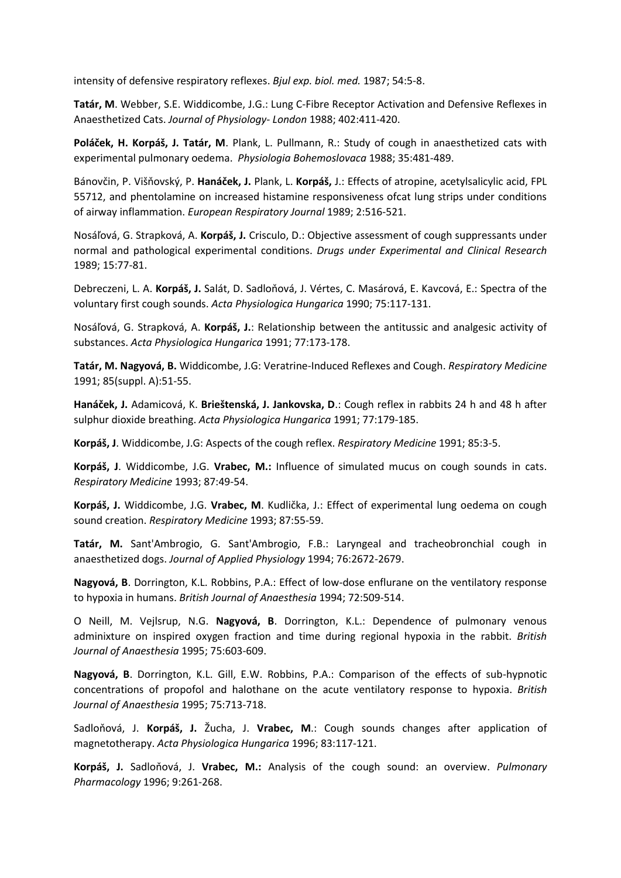intensity of defensive respiratory reflexes. *Bjul exp. biol. med.* 1987; 54:5-8.

**Tatár, M**. Webber, S.E. Widdicombe, J.G.: Lung C-Fibre Receptor Activation and Defensive Reflexes in Anaesthetized Cats. *Journal of Physiology- London* 1988; 402:411-420.

**Poláček, H. Korpáš, J. Tatár, M**. Plank, L. Pullmann, R.: Study of cough in anaesthetized cats with experimental pulmonary oedema. *Physiologia Bohemoslovaca* 1988; 35:481-489.

Bánovčin, P. Višňovský, P. **Hanáček, J.** Plank, L. **Korpáš,** J.: Effects of atropine, acetylsalicylic acid, FPL 55712, and phentolamine on increased histamine responsiveness ofcat lung strips under conditions of airway inflammation. *European Respiratory Journal* 1989; 2:516-521.

Nosáľová, G. Strapková, A. **Korpáš, J.** Crisculo, D.: Objective assessment of cough suppressants under normal and pathological experimental conditions. *Drugs under Experimental and Clinical Research* 1989; 15:77-81.

Debreczeni, L. A. **Korpáš, J.** Salát, D. Sadloňová, J. Vértes, C. Masárová, E. Kavcová, E.: Spectra of the voluntary first cough sounds. *Acta Physiologica Hungarica* 1990; 75:117-131.

Nosáľová, G. Strapková, A. **Korpáš, J.**: Relationship between the antitussic and analgesic activity of substances. *Acta Physiologica Hungarica* 1991; 77:173-178.

**Tatár, M. Nagyová, B.** Widdicombe, J.G: Veratrine-Induced Reflexes and Cough. *Respiratory Medicine* 1991; 85(suppl. A):51-55.

**Hanáček, J.** Adamicová, K. **Brieštenská, J. Jankovska, D**.: Cough reflex in rabbits 24 h and 48 h after sulphur dioxide breathing. *Acta Physiologica Hungarica* 1991; 77:179-185.

**Korpáš, J**. Widdicombe, J.G: Aspects of the cough reflex. *Respiratory Medicine* 1991; 85:3-5.

**Korpáš, J**. Widdicombe, J.G. **Vrabec, M.:** Influence of simulated mucus on cough sounds in cats. *Respiratory Medicine* 1993; 87:49-54.

**Korpáš, J.** Widdicombe, J.G. **Vrabec, M**. Kudlička, J.: Effect of experimental lung oedema on cough sound creation. *Respiratory Medicine* 1993; 87:55-59.

**Tatár, M.** Sant'Ambrogio, G. Sant'Ambrogio, F.B.: Laryngeal and tracheobronchial cough in anaesthetized dogs. *Journal of Applied Physiology* 1994; 76:2672-2679.

**Nagyová, B**. Dorrington, K.L. Robbins, P.A.: Effect of low-dose enflurane on the ventilatory response to hypoxia in humans. *British Journal of Anaesthesia* 1994; 72:509-514.

O Neill, M. Vejlsrup, N.G. **Nagyová, B**. Dorrington, K.L.: Dependence of pulmonary venous adminixture on inspired oxygen fraction and time during regional hypoxia in the rabbit. *British Journal of Anaesthesia* 1995; 75:603-609.

**Nagyová, B**. Dorrington, K.L. Gill, E.W. Robbins, P.A.: Comparison of the effects of sub-hypnotic concentrations of propofol and halothane on the acute ventilatory response to hypoxia. *British Journal of Anaesthesia* 1995; 75:713-718.

Sadloňová, J. **Korpáš, J.** Žucha, J. **Vrabec, M**.: Cough sounds changes after application of magnetotherapy. *Acta Physiologica Hungarica* 1996; 83:117-121.

**Korpáš, J.** Sadloňová, J. **Vrabec, M.:** Analysis of the cough sound: an overview. *Pulmonary Pharmacology* 1996; 9:261-268.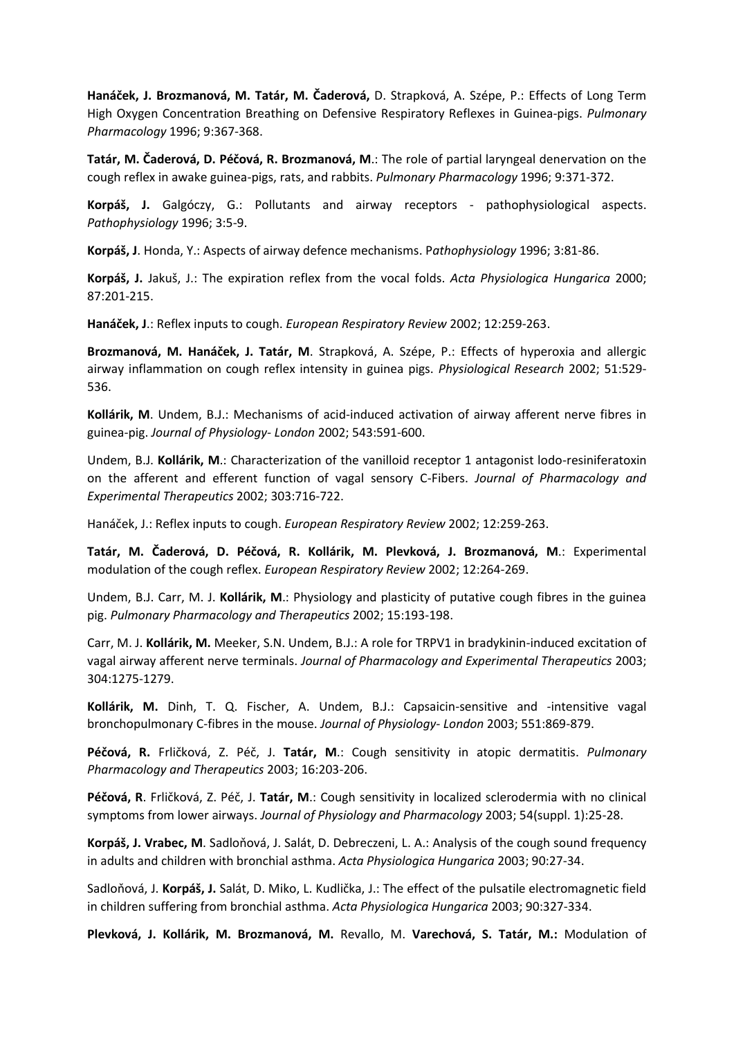**Hanáček, J. Brozmanová, M. Tatár, M. Čaderová,** D. Strapková, A. Szépe, P.: Effects of Long Term High Oxygen Concentration Breathing on Defensive Respiratory Reflexes in Guinea-pigs. *Pulmonary Pharmacology* 1996; 9:367-368.

**Tatár, M. Čaderová, D. Péčová, R. Brozmanová, M**.: The role of partial laryngeal denervation on the cough reflex in awake guinea-pigs, rats, and rabbits. *Pulmonary Pharmacology* 1996; 9:371-372.

**Korpáš, J.** Galgóczy, G.: Pollutants and airway receptors - pathophysiological aspects. *Pathophysiology* 1996; 3:5-9.

**Korpáš, J**. Honda, Y.: Aspects of airway defence mechanisms. P*athophysiology* 1996; 3:81-86.

**Korpáš, J.** Jakuš, J.: The expiration reflex from the vocal folds. *Acta Physiologica Hungarica* 2000; 87:201-215.

**Hanáček, J**.: Reflex inputs to cough. *European Respiratory Review* 2002; 12:259-263.

**Brozmanová, M. Hanáček, J. Tatár, M**. Strapková, A. Szépe, P.: Effects of hyperoxia and allergic airway inflammation on cough reflex intensity in guinea pigs. *Physiological Research* 2002; 51:529-536.

**Kollárik, M**. Undem, B.J.: Mechanisms of acid-induced activation of airway afferent nerve fibres in guinea-pig. *Journal of Physiology- London* 2002; 543:591-600.

Undem, B.J. **Kollárik, M**.: Characterization of the vanilloid receptor 1 antagonist Iodo-resiniferatoxin on the afferent and efferent function of vagal sensory C-Fibers. *Journal of Pharmacology and Experimental Therapeutics* 2002; 303:716-722.

Hanáček, J.: Reflex inputs to cough. *European Respiratory Review* 2002; 12:259-263.

**Tatár, M. Čaderová, D. Péčová, R. Kollárik, M. Plevková, J. Brozmanová, M**.: Experimental modulation of the cough reflex. *European Respiratory Review* 2002; 12:264-269.

Undem, B.J. Carr, M. J. **Kollárik, M**.: Physiology and plasticity of putative cough fibres in the guinea pig. *Pulmonary Pharmacology and Therapeutics* 2002; 15:193-198.

Carr, M. J. **Kollárik, M.** Meeker, S.N. Undem, B.J.: A role for TRPV1 in bradykinin-induced excitation of vagal airway afferent nerve terminals. *Journal of Pharmacology and Experimental Therapeutics* 2003; 304:1275-1279.

**Kollárik, M.** Dinh, T. Q. Fischer, A. Undem, B.J.: Capsaicin-sensitive and -intensitive vagal bronchopulmonary C-fibres in the mouse. *Journal of Physiology- London* 2003; 551:869-879.

**Péčová, R.** Frličková, Z. Péč, J. **Tatár, M**.: Cough sensitivity in atopic dermatitis. *Pulmonary Pharmacology and Therapeutics* 2003; 16:203-206.

**Péčová, R**. Frličková, Z. Péč, J. **Tatár, M**.: Cough sensitivity in localized sclerodermia with no clinical symptoms from lower airways. *Journal of Physiology and Pharmacology* 2003; 54(suppl. 1):25-28.

**Korpáš, J. Vrabec, M**. Sadloňová, J. Salát, D. Debreczeni, L. A.: Analysis of the cough sound frequency in adults and children with bronchial asthma. *Acta Physiologica Hungarica* 2003; 90:27-34.

Sadloňová, J. **Korpáš, J.** Salát, D. Miko, L. Kudlička, J.: The effect of the pulsatile electromagnetic field in children suffering from bronchial asthma. *Acta Physiologica Hungarica* 2003; 90:327-334.

**Plevková, J. Kollárik, M. Brozmanová, M.** Revallo, M. **Varechová, S. Tatár, M.:** Modulation of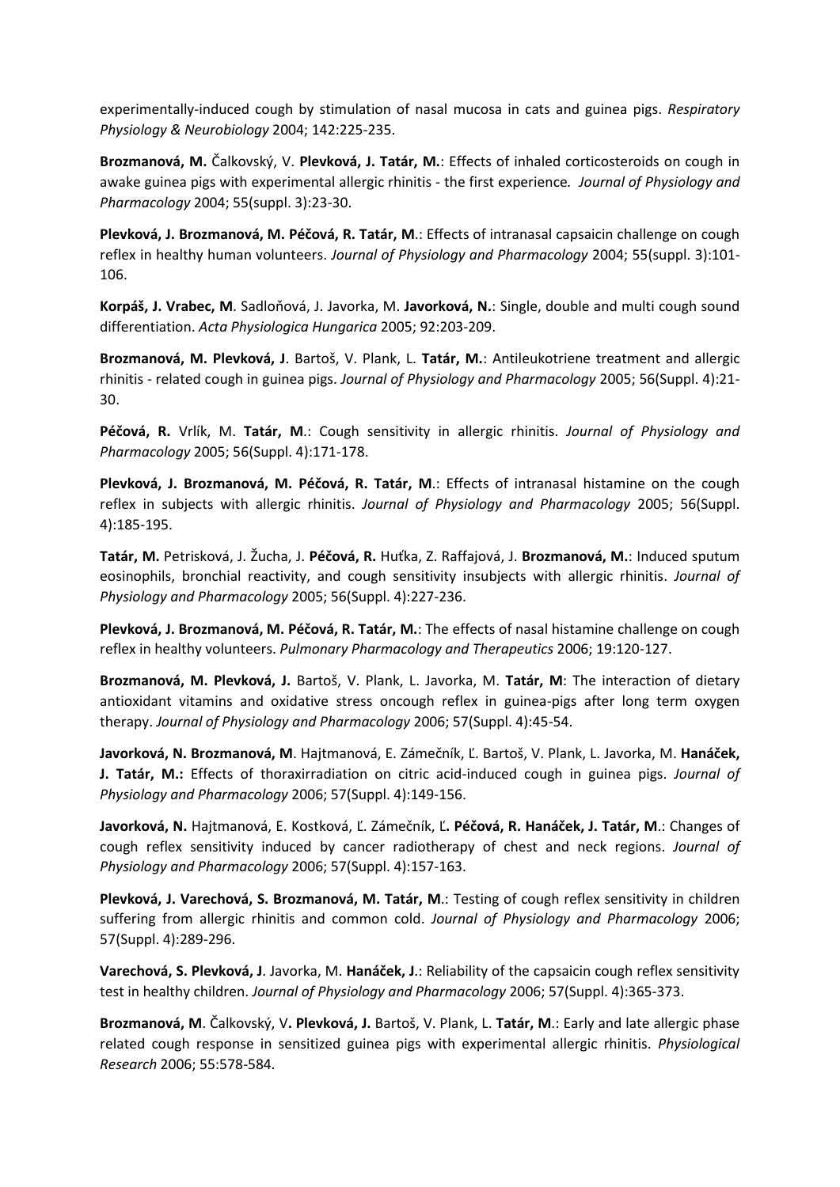experimentally-induced cough by stimulation of nasal mucosa in cats and guinea pigs. *Respiratory Physiology & Neurobiology* 2004; 142:225-235.

**Brozmanová, M.** Čalkovský, V. **Plevková, J. Tatár, M.**: Effects of inhaled corticosteroids on cough in awake guinea pigs with experimental allergic rhinitis - the first experience*. Journal of Physiology and Pharmacology* 2004; 55(suppl. 3):23-30.

**Plevková, J. Brozmanová, M. Péčová, R. Tatár, M**.: Effects of intranasal capsaicin challenge on cough reflex in healthy human volunteers. *Journal of Physiology and Pharmacology* 2004; 55(suppl. 3):101-106.

**Korpáš, J. Vrabec, M**. Sadloňová, J. Javorka, M. **Javorková, N.**: Single, double and multi cough sound differentiation. *Acta Physiologica Hungarica* 2005; 92:203-209.

**Brozmanová, M. Plevková, J**. Bartoš, V. Plank, L. **Tatár, M.**: Antileukotriene treatment and allergic rhinitis - related cough in guinea pigs. *Journal of Physiology and Pharmacology* 2005; 56(Suppl. 4):21-30.

**Péčová, R.** Vrlík, M. **Tatár, M**.: Cough sensitivity in allergic rhinitis. *Journal of Physiology and Pharmacology* 2005; 56(Suppl. 4):171-178.

**Plevková, J. Brozmanová, M. Péčová, R. Tatár, M**.: Effects of intranasal histamine on the cough reflex in subjects with allergic rhinitis. *Journal of Physiology and Pharmacology* 2005; 56(Suppl. 4):185-195.

**Tatár, M.** Petrisková, J. Žucha, J. **Péčová, R.** Huťka, Z. Raffajová, J. **Brozmanová, M.**: Induced sputum eosinophils, bronchial reactivity, and cough sensitivity insubjects with allergic rhinitis. *Journal of Physiology and Pharmacology* 2005; 56(Suppl. 4):227-236.

**Plevková, J. Brozmanová, M. Péčová, R. Tatár, M.**: The effects of nasal histamine challenge on cough reflex in healthy volunteers. *Pulmonary Pharmacology and Therapeutics* 2006; 19:120-127.

**Brozmanová, M. Plevková, J.** Bartoš, V. Plank, L. Javorka, M. **Tatár, M**: The interaction of dietary antioxidant vitamins and oxidative stress oncough reflex in guinea-pigs after long term oxygen therapy. *Journal of Physiology and Pharmacology* 2006; 57(Suppl. 4):45-54.

**Javorková, N. Brozmanová, M**. Hajtmanová, E. Zámečník, Ľ. Bartoš, V. Plank, L. Javorka, M. **Hanáček, J. Tatár, M.:** Effects of thoraxirradiation on citric acid-induced cough in guinea pigs. *Journal of Physiology and Pharmacology* 2006; 57(Suppl. 4):149-156.

**Javorková, N.** Hajtmanová, E. Kostková, Ľ. Zámečník, Ľ**. Péčová, R. Hanáček, J. Tatár, M**.: Changes of cough reflex sensitivity induced by cancer radiotherapy of chest and neck regions. *Journal of Physiology and Pharmacology* 2006; 57(Suppl. 4):157-163.

**Plevková, J. Varechová, S. Brozmanová, M. Tatár, M**.: Testing of cough reflex sensitivity in children suffering from allergic rhinitis and common cold. *Journal of Physiology and Pharmacology* 2006; 57(Suppl. 4):289-296.

**Varechová, S. Plevková, J**. Javorka, M. **Hanáček, J**.: Reliability of the capsaicin cough reflex sensitivity test in healthy children. *Journal of Physiology and Pharmacology* 2006; 57(Suppl. 4):365-373.

**Brozmanová, M**. Čalkovský, V**. Plevková, J.** Bartoš, V. Plank, L. **Tatár, M**.: Early and late allergic phase related cough response in sensitized guinea pigs with experimental allergic rhinitis. *Physiological Research* 2006; 55:578-584.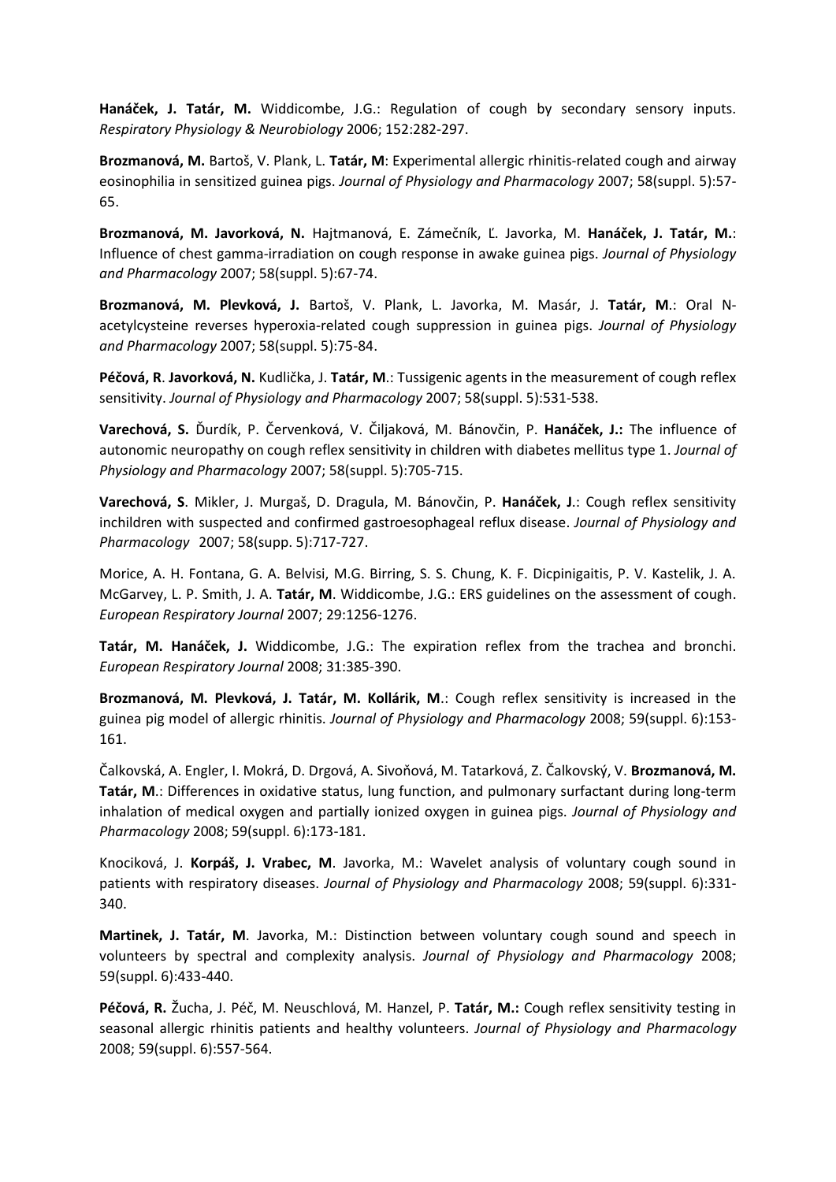**Hanáček, J. Tatár, M.** Widdicombe, J.G.: Regulation of cough by secondary sensory inputs. *Respiratory Physiology & Neurobiology* 2006; 152:282-297.

**Brozmanová, M.** Bartoš, V. Plank, L. **Tatár, M**: Experimental allergic rhinitis-related cough and airway eosinophilia in sensitized guinea pigs. *Journal of Physiology and Pharmacology* 2007; 58(suppl. 5):57-65.

**Brozmanová, M. Javorková, N.** Hajtmanová, E. Zámečník, Ľ. Javorka, M. **Hanáček, J. Tatár, M.**: Influence of chest gamma-irradiation on cough response in awake guinea pigs. *Journal of Physiology and Pharmacology* 2007; 58(suppl. 5):67-74.

**Brozmanová, M. Plevková, J.** Bartoš, V. Plank, L. Javorka, M. Masár, J. **Tatár, M**.: Oral N-acetylcysteine reverses hyperoxia-related cough suppression in guinea pigs. *Journal of Physiology and Pharmacology* 2007; 58(suppl. 5):75-84.

**Péčová, R**. **Javorková, N.** Kudlička, J. **Tatár, M**.: Tussigenic agents in the measurement of cough reflex sensitivity. *Journal of Physiology and Pharmacology* 2007; 58(suppl. 5):531-538.

**Varechová, S.** Ďurdík, P. Červenková, V. Čiljaková, M. Bánovčin, P. **Hanáček, J.:** The influence of autonomic neuropathy on cough reflex sensitivity in children with diabetes mellitus type 1. *Journal of Physiology and Pharmacology* 2007; 58(suppl. 5):705-715.

**Varechová, S**. Mikler, J. Murgaš, D. Dragula, M. Bánovčin, P. **Hanáček, J**.: Cough reflex sensitivity inchildren with suspected and confirmed gastroesophageal reflux disease. *Journal of Physiology and Pharmacology* 2007; 58(supp. 5):717-727.

Morice, A. H. Fontana, G. A. Belvisi, M.G. Birring, S. S. Chung, K. F. Dicpinigaitis, P. V. Kastelik, J. A. McGarvey, L. P. Smith, J. A. **Tatár, M**. Widdicombe, J.G.: ERS guidelines on the assessment of cough. *European Respiratory Journal* 2007; 29:1256-1276.

**Tatár, M. Hanáček, J.** Widdicombe, J.G.: The expiration reflex from the trachea and bronchi. *European Respiratory Journal* 2008; 31:385-390.

**Brozmanová, M. Plevková, J. Tatár, M. Kollárik, M**.: Cough reflex sensitivity is increased in the guinea pig model of allergic rhinitis. *Journal of Physiology and Pharmacology* 2008; 59(suppl. 6):153-161.

Čalkovská, A. Engler, I. Mokrá, D. Drgová, A. Sivoňová, M. Tatarková, Z. Čalkovský, V. **Brozmanová, M. Tatár, M**.: Differences in oxidative status, lung function, and pulmonary surfactant during long-term inhalation of medical oxygen and partially ionized oxygen in guinea pigs. *Journal of Physiology and Pharmacology* 2008; 59(suppl. 6):173-181.

Knociková, J. **Korpáš, J. Vrabec, M**. Javorka, M.: Wavelet analysis of voluntary cough sound in patients with respiratory diseases. *Journal of Physiology and Pharmacology* 2008; 59(suppl. 6):331-340.

**Martinek, J. Tatár, M**. Javorka, M.: Distinction between voluntary cough sound and speech in volunteers by spectral and complexity analysis. *Journal of Physiology and Pharmacology* 2008; 59(suppl. 6):433-440.

**Péčová, R.** Žucha, J. Péč, M. Neuschlová, M. Hanzel, P. **Tatár, M.:** Cough reflex sensitivity testing in seasonal allergic rhinitis patients and healthy volunteers. *Journal of Physiology and Pharmacology* 2008; 59(suppl. 6):557-564.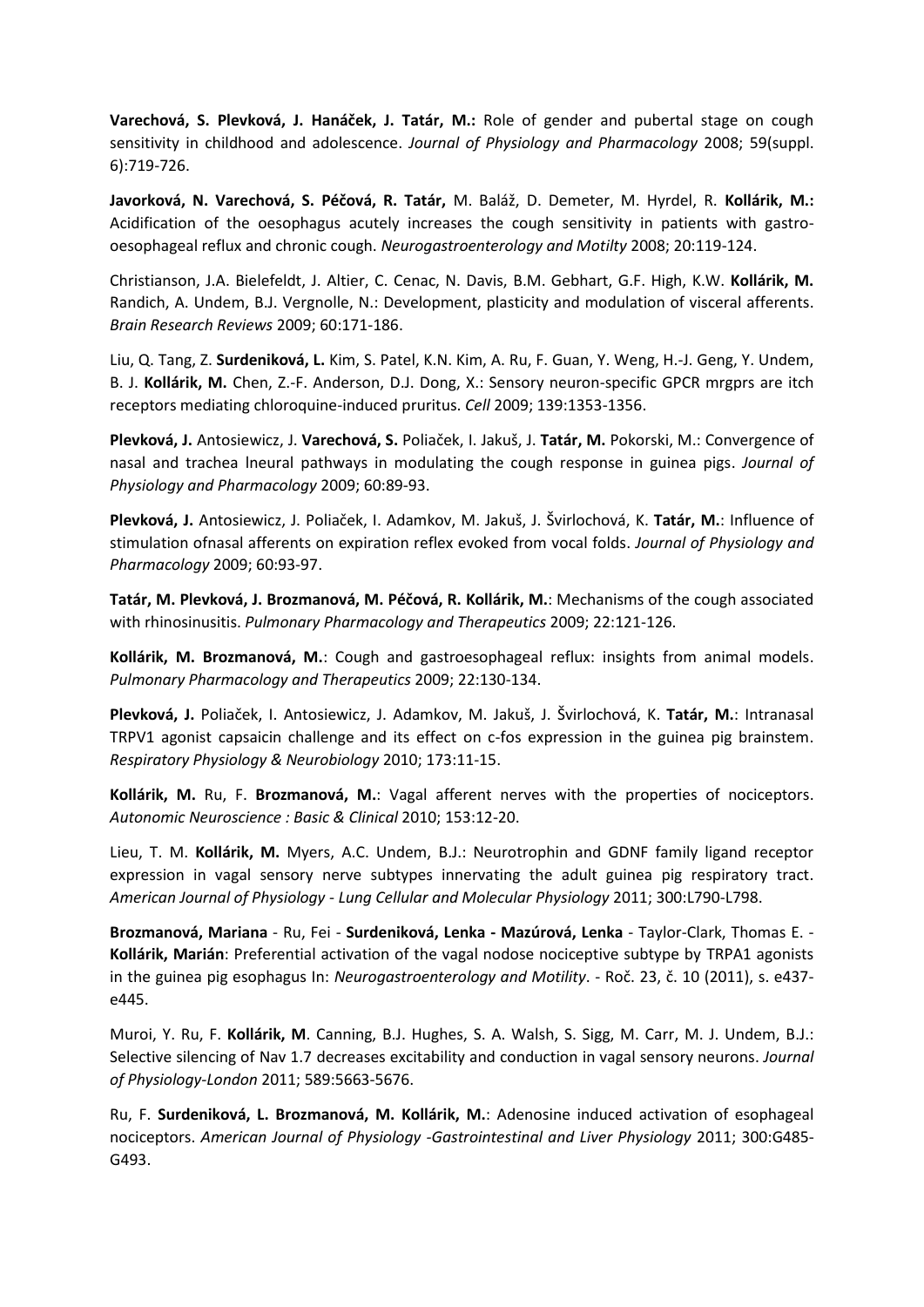**Varechová, S. Plevková, J. Hanáček, J. Tatár, M.:** Role of gender and pubertal stage on cough sensitivity in childhood and adolescence. *Journal of Physiology and Pharmacology* 2008; 59(suppl. 6):719-726.

**Javorková, N. Varechová, S. Péčová, R. Tatár,** M. Baláž, D. Demeter, M. Hyrdel, R. **Kollárik, M.:** Acidification of the oesophagus acutely increases the cough sensitivity in patients with gastro-oesophageal reflux and chronic cough. *Neurogastroenterology and Motilty* 2008; 20:119-124.

Christianson, J.A. Bielefeldt, J. Altier, C. Cenac, N. Davis, B.M. Gebhart, G.F. High, K.W. **Kollárik, M.** Randich, A. Undem, B.J. Vergnolle, N.: Development, plasticity and modulation of visceral afferents. *Brain Research Reviews* 2009; 60:171-186.

Liu, Q. Tang, Z. **Surdeniková, L.** Kim, S. Patel, K.N. Kim, A. Ru, F. Guan, Y. Weng, H.-J. Geng, Y. Undem, B. J. **Kollárik, M.** Chen, Z.-F. Anderson, D.J. Dong, X.: Sensory neuron-specific GPCR mrgprs are itch receptors mediating chloroquine-induced pruritus. *Cell* 2009; 139:1353-1356.

**Plevková, J.** Antosiewicz, J. **Varechová, S.** Poliaček, I. Jakuš, J. **Tatár, M.** Pokorski, M.: Convergence of nasal and trachea lneural pathways in modulating the cough response in guinea pigs. *Journal of Physiology and Pharmacology* 2009; 60:89-93.

**Plevková, J.** Antosiewicz, J. Poliaček, I. Adamkov, M. Jakuš, J. Švirlochová, K. **Tatár, M.**: Influence of stimulation ofnasal afferents on expiration reflex evoked from vocal folds. *Journal of Physiology and Pharmacology* 2009; 60:93-97.

**Tatár, M. Plevková, J. Brozmanová, M. Péčová, R. Kollárik, M.**: Mechanisms of the cough associated with rhinosinusitis. *Pulmonary Pharmacology and Therapeutics* 2009; 22:121-126.

**Kollárik, M. Brozmanová, M.**: Cough and gastroesophageal reflux: insights from animal models. *Pulmonary Pharmacology and Therapeutics* 2009; 22:130-134.

**Plevková, J.** Poliaček, I. Antosiewicz, J. Adamkov, M. Jakuš, J. Švirlochová, K. **Tatár, M.**: Intranasal TRPV1 agonist capsaicin challenge and its effect on c-fos expression in the guinea pig brainstem. *Respiratory Physiology & Neurobiology* 2010; 173:11-15.

**Kollárik, M.** Ru, F. **Brozmanová, M.**: Vagal afferent nerves with the properties of nociceptors. *Autonomic Neuroscience : Basic & Clinical* 2010; 153:12-20.

Lieu, T. M. **Kollárik, M.** Myers, A.C. Undem, B.J.: Neurotrophin and GDNF family ligand receptor expression in vagal sensory nerve subtypes innervating the adult guinea pig respiratory tract. *American Journal of Physiology - Lung Cellular and Molecular Physiology* 2011; 300:L790-L798.

**Brozmanová, Mariana** - Ru, Fei - **Surdeniková, Lenka - Mazúrová, Lenka** - Taylor-Clark, Thomas E. - **Kollárik, Marián**: Preferential activation of the vagal nodose nociceptive subtype by TRPA1 agonists in the guinea pig esophagus In: *Neurogastroenterology and Motility*. - Roč. 23, č. 10 (2011), s. e437-e445.

Muroi, Y. Ru, F. **Kollárik, M**. Canning, B.J. Hughes, S. A. Walsh, S. Sigg, M. Carr, M. J. Undem, B.J.: Selective silencing of Nav 1.7 decreases excitability and conduction in vagal sensory neurons. *Journal of Physiology-London* 2011; 589:5663-5676.

Ru, F. **Surdeniková, L. Brozmanová, M. Kollárik, M.**: Adenosine induced activation of esophageal nociceptors. *American Journal of Physiology -Gastrointestinal and Liver Physiology* 2011; 300:G485-G493.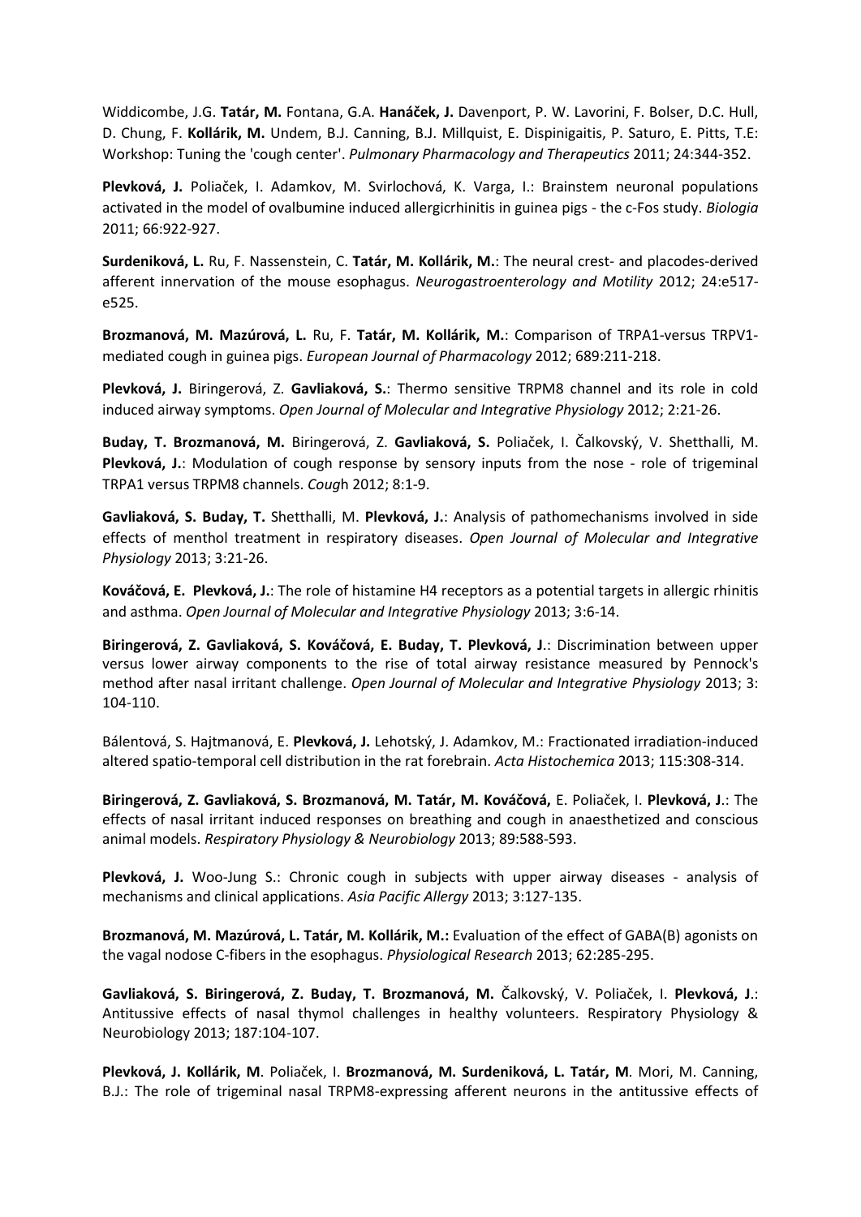Widdicombe, J.G. **Tatár, M.** Fontana, G.A. **Hanáček, J.** Davenport, P. W. Lavorini, F. Bolser, D.C. Hull, D. Chung, F. **Kollárik, M.** Undem, B.J. Canning, B.J. Millquist, E. Dispinigaitis, P. Saturo, E. Pitts, T.E: Workshop: Tuning the 'cough center'. *Pulmonary Pharmacology and Therapeutics* 2011; 24:344-352.

**Plevková, J.** Poliaček, I. Adamkov, M. Svirlochová, K. Varga, I.: Brainstem neuronal populations activated in the model of ovalbumine induced allergicrhinitis in guinea pigs - the c-Fos study. *Biologia* 2011; 66:922-927.

**Surdeniková, L.** Ru, F. Nassenstein, C. **Tatár, M. Kollárik, M.**: The neural crest- and placodes-derived afferent innervation of the mouse esophagus. *Neurogastroenterology and Motility* 2012; 24:e517-e525.

**Brozmanová, M. Mazúrová, L.** Ru, F. **Tatár, M. Kollárik, M.**: Comparison of TRPA1-versus TRPV1-mediated cough in guinea pigs. *European Journal of Pharmacology* 2012; 689:211-218.

**Plevková, J.** Biringerová, Z. **Gavliaková, S.**: Thermo sensitive TRPM8 channel and its role in cold induced airway symptoms. *Open Journal of Molecular and Integrative Physiology* 2012; 2:21-26.

**Buday, T. Brozmanová, M.** Biringerová, Z. **Gavliaková, S.** Poliaček, I. Čalkovský, V. Shetthalli, M. **Plevková, J.**: Modulation of cough response by sensory inputs from the nose - role of trigeminal TRPA1 versus TRPM8 channels. *Cough* 2012; 8:1-9.

**Gavliaková, S. Buday, T.** Shetthalli, M. **Plevková, J.**: Analysis of pathomechanisms involved in side effects of menthol treatment in respiratory diseases. *Open Journal of Molecular and Integrative Physiology* 2013; 3:21-26.

**Kováčová, E. Plevková, J.**: The role of histamine H4 receptors as a potential targets in allergic rhinitis and asthma. *Open Journal of Molecular and Integrative Physiology* 2013; 3:6-14.

**Biringerová, Z. Gavliaková, S. Kováčová, E. Buday, T. Plevková, J**.: Discrimination between upper versus lower airway components to the rise of total airway resistance measured by Pennock's method after nasal irritant challenge. *Open Journal of Molecular and Integrative Physiology* 2013; 3: 104-110.

Bálentová, S. Hajtmanová, E. **Plevková, J.** Lehotský, J. Adamkov, M.: Fractionated irradiation-induced altered spatio-temporal cell distribution in the rat forebrain. *Acta Histochemica* 2013; 115:308-314.

**Biringerová, Z. Gavliaková, S. Brozmanová, M. Tatár, M. Kováčová,** E. Poliaček, I. **Plevková, J**.: The effects of nasal irritant induced responses on breathing and cough in anaesthetized and conscious animal models. *Respiratory Physiology & Neurobiology* 2013; 89:588-593.

**Plevková, J.** Woo-Jung S.: Chronic cough in subjects with upper airway diseases - analysis of mechanisms and clinical applications. *Asia Pacific Allergy* 2013; 3:127-135.

**Brozmanová, M. Mazúrová, L. Tatár, M. Kollárik, M.:** Evaluation of the effect of GABA(B) agonists on the vagal nodose C-fibers in the esophagus. *Physiological Research* 2013; 62:285-295.

**Gavliaková, S. Biringerová, Z. Buday, T. Brozmanová, M.** Čalkovský, V. Poliaček, I. **Plevková, J**.: Antitussive effects of nasal thymol challenges in healthy volunteers. Respiratory Physiology & Neurobiology 2013; 187:104-107.

**Plevková, J. Kollárik, M**. Poliaček, I. **Brozmanová, M. Surdeniková, L. Tatár, M**. Mori, M. Canning, B.J.: The role of trigeminal nasal TRPM8-expressing afferent neurons in the antitussive effects of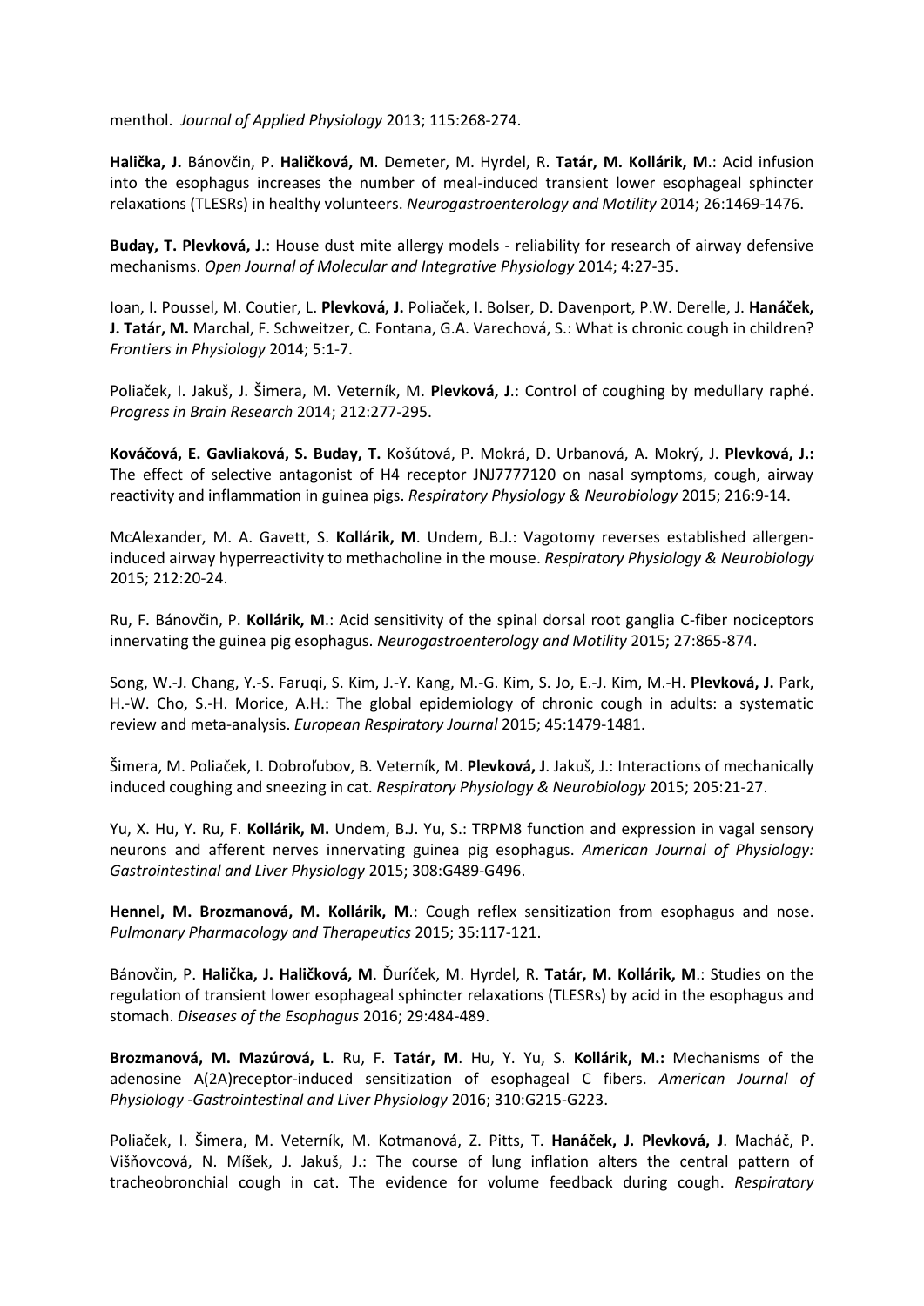menthol. *Journal of Applied Physiology* 2013; 115:268-274.

**Halička, J.** Bánovčin, P. **Haličková, M**. Demeter, M. Hyrdel, R. **Tatár, M. Kollárik, M**.: Acid infusion into the esophagus increases the number of meal-induced transient lower esophageal sphincter relaxations (TLESRs) in healthy volunteers. *Neurogastroenterology and Motility* 2014; 26:1469-1476.

**Buday, T. Plevková, J**.: House dust mite allergy models - reliability for research of airway defensive mechanisms. *Open Journal of Molecular and Integrative Physiology* 2014; 4:27-35.

Ioan, I. Poussel, M. Coutier, L. **Plevková, J.** Poliaček, I. Bolser, D. Davenport, P.W. Derelle, J. **Hanáček, J. Tatár, M.** Marchal, F. Schweitzer, C. Fontana, G.A. Varechová, S.: What is chronic cough in children? *Frontiers in Physiology* 2014; 5:1-7.

Poliaček, I. Jakuš, J. Šimera, M. Veterník, M. **Plevková, J**.: Control of coughing by medullary raphé. *Progress in Brain Research* 2014; 212:277-295.

**Kováčová, E. Gavliaková, S. Buday, T.** Košútová, P. Mokrá, D. Urbanová, A. Mokrý, J. **Plevková, J.:** The effect of selective antagonist of H4 receptor JNJ7777120 on nasal symptoms, cough, airway reactivity and inflammation in guinea pigs. *Respiratory Physiology & Neurobiology* 2015; 216:9-14.

McAlexander, M. A. Gavett, S. **Kollárik, M**. Undem, B.J.: Vagotomy reverses established allergen-induced airway hyperreactivity to methacholine in the mouse. *Respiratory Physiology & Neurobiology* 2015; 212:20-24.

Ru, F. Bánovčin, P. **Kollárik, M**.: Acid sensitivity of the spinal dorsal root ganglia C-fiber nociceptors innervating the guinea pig esophagus. *Neurogastroenterology and Motility* 2015; 27:865-874.

Song, W.-J. Chang, Y.-S. Faruqi, S. Kim, J.-Y. Kang, M.-G. Kim, S. Jo, E.-J. Kim, M.-H. **Plevková, J.** Park, H.-W. Cho, S.-H. Morice, A.H.: The global epidemiology of chronic cough in adults: a systematic review and meta-analysis. *European Respiratory Journal* 2015; 45:1479-1481.

Šimera, M. Poliaček, I. Dobroľubov, B. Veterník, M. **Plevková, J**. Jakuš, J.: Interactions of mechanically induced coughing and sneezing in cat. *Respiratory Physiology & Neurobiology* 2015; 205:21-27.

Yu, X. Hu, Y. Ru, F. **Kollárik, M.** Undem, B.J. Yu, S.: TRPM8 function and expression in vagal sensory neurons and afferent nerves innervating guinea pig esophagus. *American Journal of Physiology: Gastrointestinal and Liver Physiology* 2015; 308:G489-G496.

**Hennel, M. Brozmanová, M. Kollárik, M**.: Cough reflex sensitization from esophagus and nose. *Pulmonary Pharmacology and Therapeutics* 2015; 35:117-121.

Bánovčin, P. **Halička, J. Haličková, M**. Ďuríček, M. Hyrdel, R. **Tatár, M. Kollárik, M**.: Studies on the regulation of transient lower esophageal sphincter relaxations (TLESRs) by acid in the esophagus and stomach. *Diseases of the Esophagus* 2016; 29:484-489.

**Brozmanová, M. Mazúrová, L**. Ru, F. **Tatár, M**. Hu, Y. Yu, S. **Kollárik, M.:** Mechanisms of the adenosine A(2A)receptor-induced sensitization of esophageal C fibers. *American Journal of Physiology -Gastrointestinal and Liver Physiology* 2016; 310:G215-G223.

Poliaček, I. Šimera, M. Veterník, M. Kotmanová, Z. Pitts, T. **Hanáček, J. Plevková, J**. Macháč, P. Višňovcová, N. Míšek, J. Jakuš, J.: The course of lung inflation alters the central pattern of tracheobronchial cough in cat. The evidence for volume feedback during cough. *Respiratory*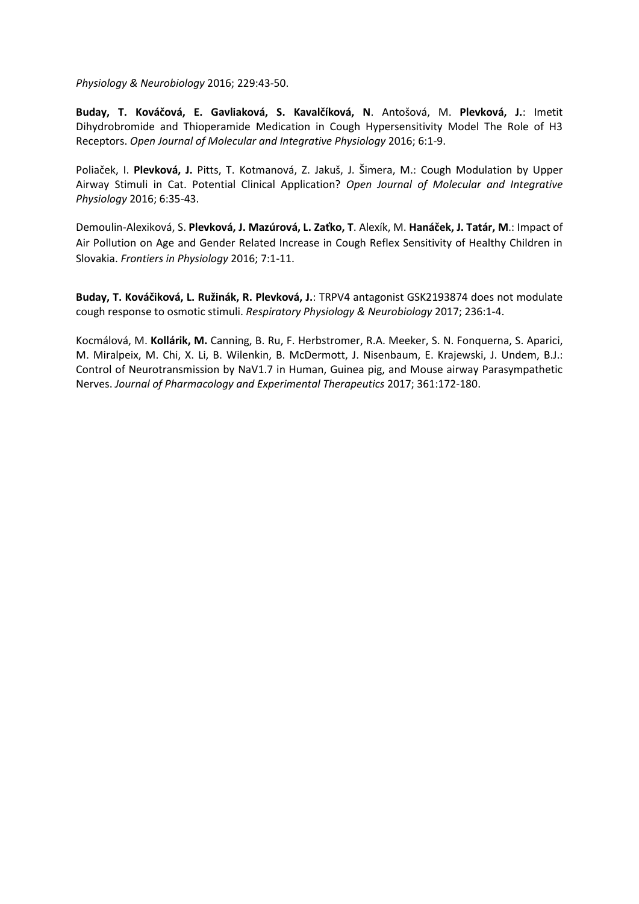*Physiology & Neurobiology* 2016; 229:43-50.

**Buday, T. Kováčová, E. Gavliaková, S. Kavalčíková, N**. Antošová, M. **Plevková, J.**: Imetit Dihydrobromide and Thioperamide Medication in Cough Hypersensitivity Model The Role of H3 Receptors. *Open Journal of Molecular and Integrative Physiology* 2016; 6:1-9.

Poliaček, I. **Plevková, J.** Pitts, T. Kotmanová, Z. Jakuš, J. Šimera, M.: Cough Modulation by Upper Airway Stimuli in Cat. Potential Clinical Application? *Open Journal of Molecular and Integrative Physiology* 2016; 6:35-43.

Demoulin-Alexiková, S. **Plevková, J. Mazúrová, L. Zaťko, T**. Alexík, M. **Hanáček, J. Tatár, M**.: Impact of Air Pollution on Age and Gender Related Increase in Cough Reflex Sensitivity of Healthy Children in Slovakia. *Frontiers in Physiology* 2016; 7:1-11.

**Buday, T. Kováčiková, L. Ružinák, R. Plevková, J.**: TRPV4 antagonist GSK2193874 does not modulate cough response to osmotic stimuli. *Respiratory Physiology & Neurobiology* 2017; 236:1-4.

Kocmálová, M. **Kollárik, M.** Canning, B. Ru, F. Herbstromer, R.A. Meeker, S. N. Fonquerna, S. Aparici, M. Miralpeix, M. Chi, X. Li, B. Wilenkin, B. McDermott, J. Nisenbaum, E. Krajewski, J. Undem, B.J.: Control of Neurotransmission by NaV1.7 in Human, Guinea pig, and Mouse airway Parasympathetic Nerves. *Journal of Pharmacology and Experimental Therapeutics* 2017; 361:172-180.